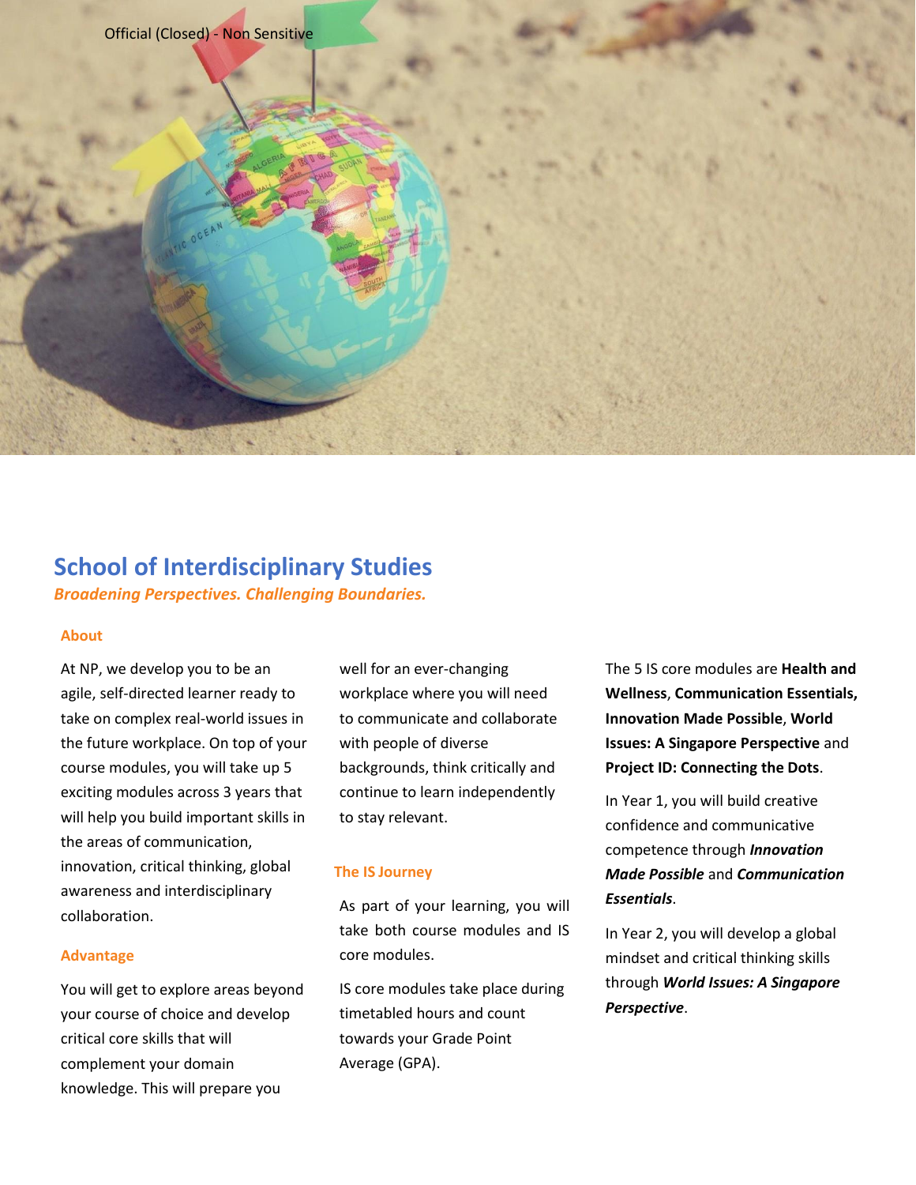# School of Interdisciplinary Studies

***Broadening Perspectives. Challenging Boundaries.***

## About

At NP, we develop you to be an agile, self-directed learner ready to take on complex real-world issues in the future workplace. On top of your course modules, you will take up 5 exciting modules across 3 years that will help you build important skills in the areas of communication, innovation, critical thinking, global awareness and interdisciplinary collaboration.

## Advantage

You will get to explore areas beyond your course of choice and develop critical core skills that will complement your domain knowledge. This will prepare you well for an ever-changing workplace where you will need to communicate and collaborate with people of diverse backgrounds, think critically and continue to learn independently to stay relevant.

## The IS Journey

As part of your learning, you will take both course modules and IS core modules.

IS core modules take place during timetabled hours and count towards your Grade Point Average (GPA).

The 5 IS core modules are **Health and Wellness**, **Communication Essentials, Innovation Made Possible**, **World Issues: A Singapore Perspective** and **Project ID: Connecting the Dots**.

In Year 1, you will build creative confidence and communicative competence through ***Innovation Made Possible*** and ***Communication Essentials***.

In Year 2, you will develop a global mindset and critical thinking skills through ***World Issues: A Singapore Perspective***.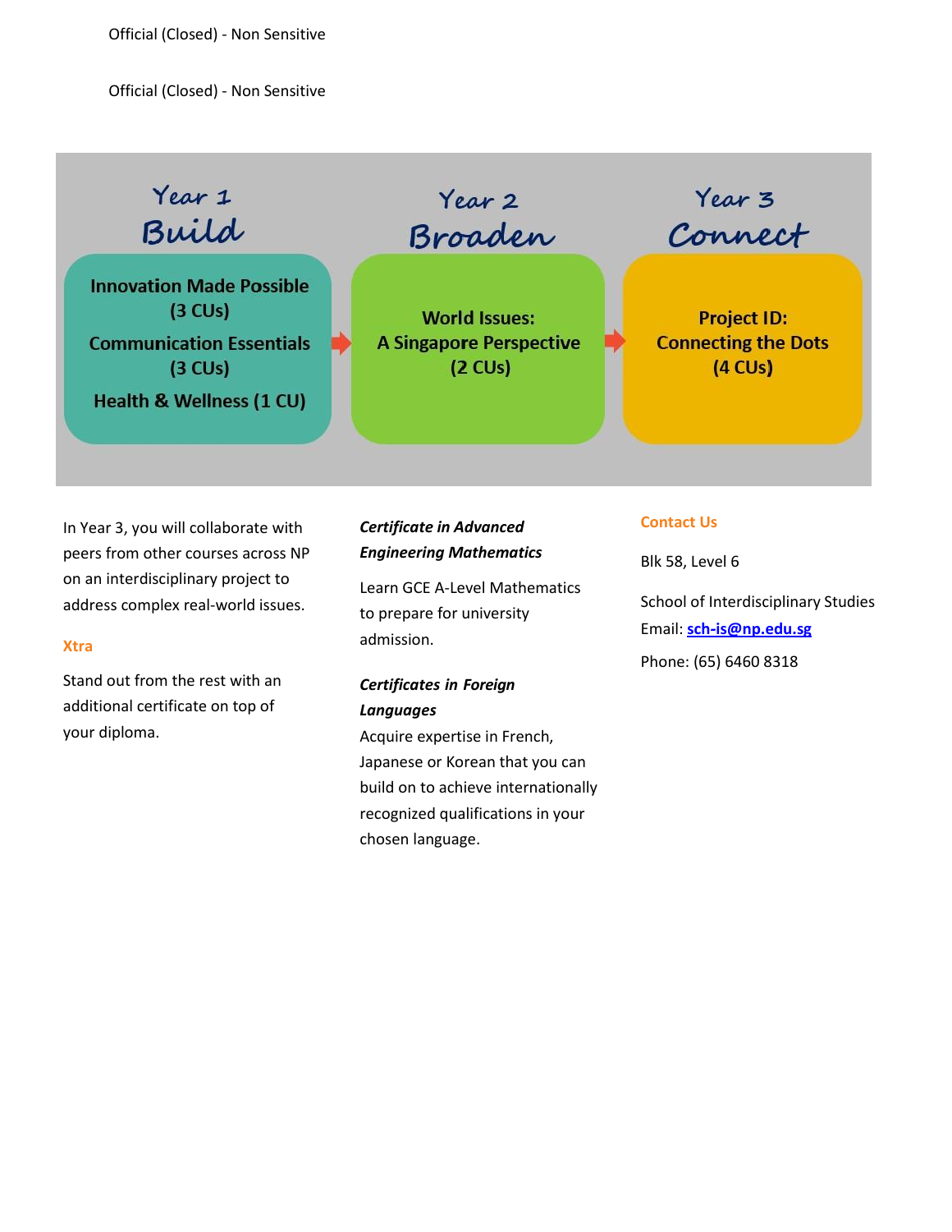Official (Closed) - Non Sensitive

Official (Closed) - Non Sensitive

**Year 1 — Build**

**Innovation Made Possible (3 CUs)**

**Communication Essentials (3 CUs)**

**Health & Wellness (1 CU)**

**Year 2 — Broaden**

**World Issues: A Singapore Perspective (2 CUs)**

**Year 3 — Connect**

**Project ID: Connecting the Dots (4 CUs)**

In Year 3, you will collaborate with peers from other courses across NP on an interdisciplinary project to address complex real-world issues.

## Xtra

Stand out from the rest with an additional certificate on top of your diploma.

***Certificate in Advanced Engineering Mathematics***

Learn GCE A-Level Mathematics to prepare for university admission.

***Certificates in Foreign Languages***

Acquire expertise in French, Japanese or Korean that you can build on to achieve internationally recognized qualifications in your chosen language.

## Contact Us

Blk 58, Level 6

School of Interdisciplinary Studies

Email: **sch-is@np.edu.sg**

Phone: (65) 6460 8318